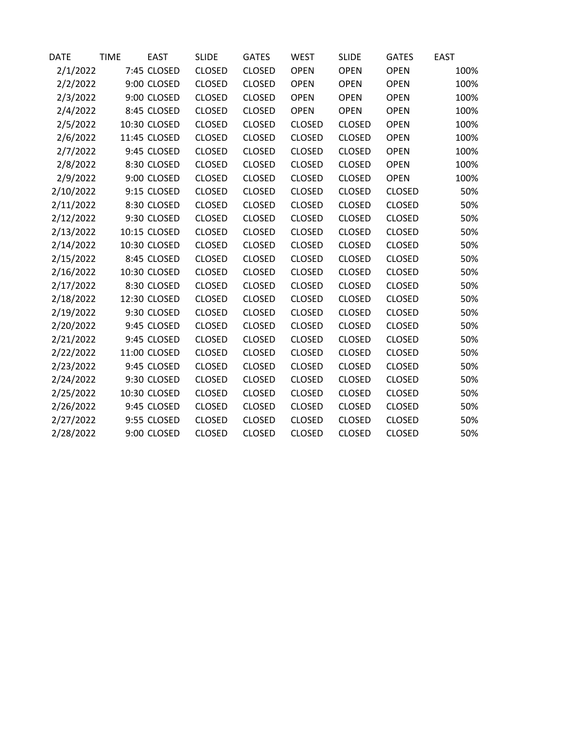| DATE | TIME | EAST | SLIDE | GATES | WEST | SLIDE | GATES | EAST |
|---|---|---|---|---|---|---|---|---|
| 2/1/2022 | 7:45 | CLOSED | CLOSED | CLOSED | OPEN | OPEN | OPEN | 100% |
| 2/2/2022 | 9:00 | CLOSED | CLOSED | CLOSED | OPEN | OPEN | OPEN | 100% |
| 2/3/2022 | 9:00 | CLOSED | CLOSED | CLOSED | OPEN | OPEN | OPEN | 100% |
| 2/4/2022 | 8:45 | CLOSED | CLOSED | CLOSED | OPEN | OPEN | OPEN | 100% |
| 2/5/2022 | 10:30 | CLOSED | CLOSED | CLOSED | CLOSED | CLOSED | OPEN | 100% |
| 2/6/2022 | 11:45 | CLOSED | CLOSED | CLOSED | CLOSED | CLOSED | OPEN | 100% |
| 2/7/2022 | 9:45 | CLOSED | CLOSED | CLOSED | CLOSED | CLOSED | OPEN | 100% |
| 2/8/2022 | 8:30 | CLOSED | CLOSED | CLOSED | CLOSED | CLOSED | OPEN | 100% |
| 2/9/2022 | 9:00 | CLOSED | CLOSED | CLOSED | CLOSED | CLOSED | OPEN | 100% |
| 2/10/2022 | 9:15 | CLOSED | CLOSED | CLOSED | CLOSED | CLOSED | CLOSED | 50% |
| 2/11/2022 | 8:30 | CLOSED | CLOSED | CLOSED | CLOSED | CLOSED | CLOSED | 50% |
| 2/12/2022 | 9:30 | CLOSED | CLOSED | CLOSED | CLOSED | CLOSED | CLOSED | 50% |
| 2/13/2022 | 10:15 | CLOSED | CLOSED | CLOSED | CLOSED | CLOSED | CLOSED | 50% |
| 2/14/2022 | 10:30 | CLOSED | CLOSED | CLOSED | CLOSED | CLOSED | CLOSED | 50% |
| 2/15/2022 | 8:45 | CLOSED | CLOSED | CLOSED | CLOSED | CLOSED | CLOSED | 50% |
| 2/16/2022 | 10:30 | CLOSED | CLOSED | CLOSED | CLOSED | CLOSED | CLOSED | 50% |
| 2/17/2022 | 8:30 | CLOSED | CLOSED | CLOSED | CLOSED | CLOSED | CLOSED | 50% |
| 2/18/2022 | 12:30 | CLOSED | CLOSED | CLOSED | CLOSED | CLOSED | CLOSED | 50% |
| 2/19/2022 | 9:30 | CLOSED | CLOSED | CLOSED | CLOSED | CLOSED | CLOSED | 50% |
| 2/20/2022 | 9:45 | CLOSED | CLOSED | CLOSED | CLOSED | CLOSED | CLOSED | 50% |
| 2/21/2022 | 9:45 | CLOSED | CLOSED | CLOSED | CLOSED | CLOSED | CLOSED | 50% |
| 2/22/2022 | 11:00 | CLOSED | CLOSED | CLOSED | CLOSED | CLOSED | CLOSED | 50% |
| 2/23/2022 | 9:45 | CLOSED | CLOSED | CLOSED | CLOSED | CLOSED | CLOSED | 50% |
| 2/24/2022 | 9:30 | CLOSED | CLOSED | CLOSED | CLOSED | CLOSED | CLOSED | 50% |
| 2/25/2022 | 10:30 | CLOSED | CLOSED | CLOSED | CLOSED | CLOSED | CLOSED | 50% |
| 2/26/2022 | 9:45 | CLOSED | CLOSED | CLOSED | CLOSED | CLOSED | CLOSED | 50% |
| 2/27/2022 | 9:55 | CLOSED | CLOSED | CLOSED | CLOSED | CLOSED | CLOSED | 50% |
| 2/28/2022 | 9:00 | CLOSED | CLOSED | CLOSED | CLOSED | CLOSED | CLOSED | 50% |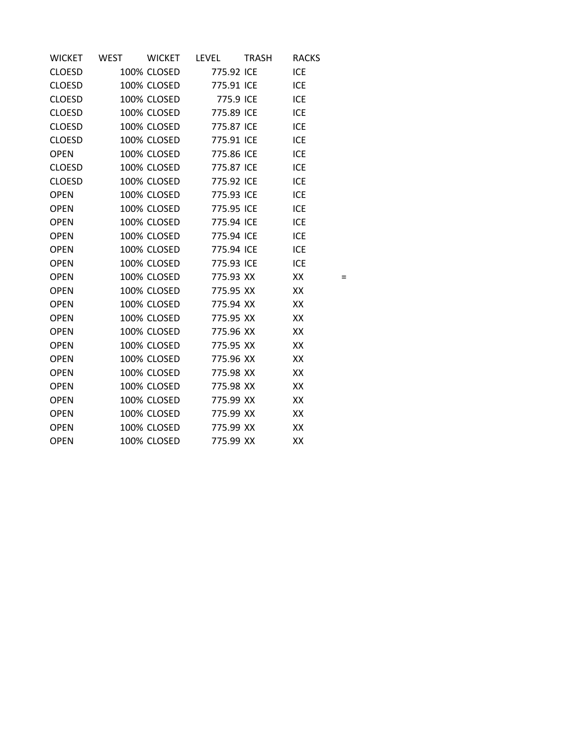| WICKET | WEST | WICKET | LEVEL | TRASH | RACKS | |
|---|---|---|---|---|---|---|
| CLOESD | 100% | CLOSED | 775.92 | ICE | ICE | |
| CLOESD | 100% | CLOSED | 775.91 | ICE | ICE | |
| CLOESD | 100% | CLOSED | 775.9 | ICE | ICE | |
| CLOESD | 100% | CLOSED | 775.89 | ICE | ICE | |
| CLOESD | 100% | CLOSED | 775.87 | ICE | ICE | |
| CLOESD | 100% | CLOSED | 775.91 | ICE | ICE | |
| OPEN | 100% | CLOSED | 775.86 | ICE | ICE | |
| CLOESD | 100% | CLOSED | 775.87 | ICE | ICE | |
| CLOESD | 100% | CLOSED | 775.92 | ICE | ICE | |
| OPEN | 100% | CLOSED | 775.93 | ICE | ICE | |
| OPEN | 100% | CLOSED | 775.95 | ICE | ICE | |
| OPEN | 100% | CLOSED | 775.94 | ICE | ICE | |
| OPEN | 100% | CLOSED | 775.94 | ICE | ICE | |
| OPEN | 100% | CLOSED | 775.94 | ICE | ICE | |
| OPEN | 100% | CLOSED | 775.93 | ICE | ICE | |
| OPEN | 100% | CLOSED | 775.93 | XX | XX | = |
| OPEN | 100% | CLOSED | 775.95 | XX | XX | |
| OPEN | 100% | CLOSED | 775.94 | XX | XX | |
| OPEN | 100% | CLOSED | 775.95 | XX | XX | |
| OPEN | 100% | CLOSED | 775.96 | XX | XX | |
| OPEN | 100% | CLOSED | 775.95 | XX | XX | |
| OPEN | 100% | CLOSED | 775.96 | XX | XX | |
| OPEN | 100% | CLOSED | 775.98 | XX | XX | |
| OPEN | 100% | CLOSED | 775.98 | XX | XX | |
| OPEN | 100% | CLOSED | 775.99 | XX | XX | |
| OPEN | 100% | CLOSED | 775.99 | XX | XX | |
| OPEN | 100% | CLOSED | 775.99 | XX | XX | |
| OPEN | 100% | CLOSED | 775.99 | XX | XX | |